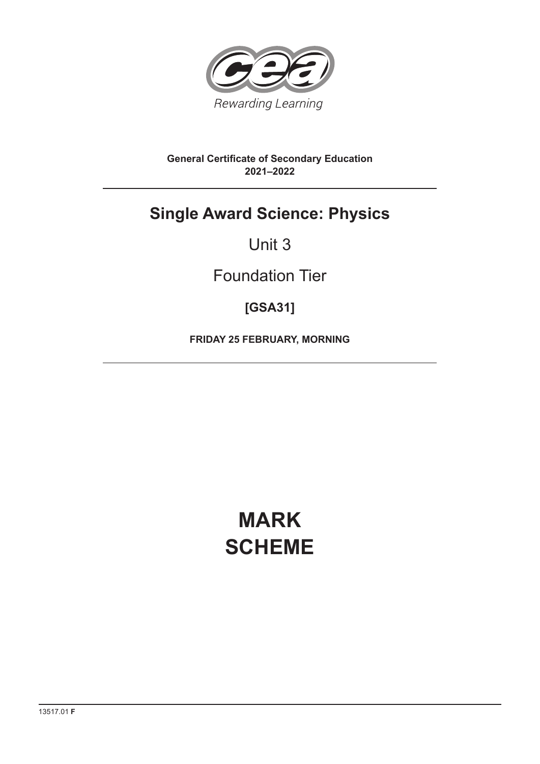Rewarding Learning

**General Certificate of Secondary Education**
**2021–2022**

# Single Award Science: Physics

## Unit 3

## Foundation Tier

**[GSA31]**

**FRIDAY 25 FEBRUARY, MORNING**

# MARK SCHEME

13517.01 **F**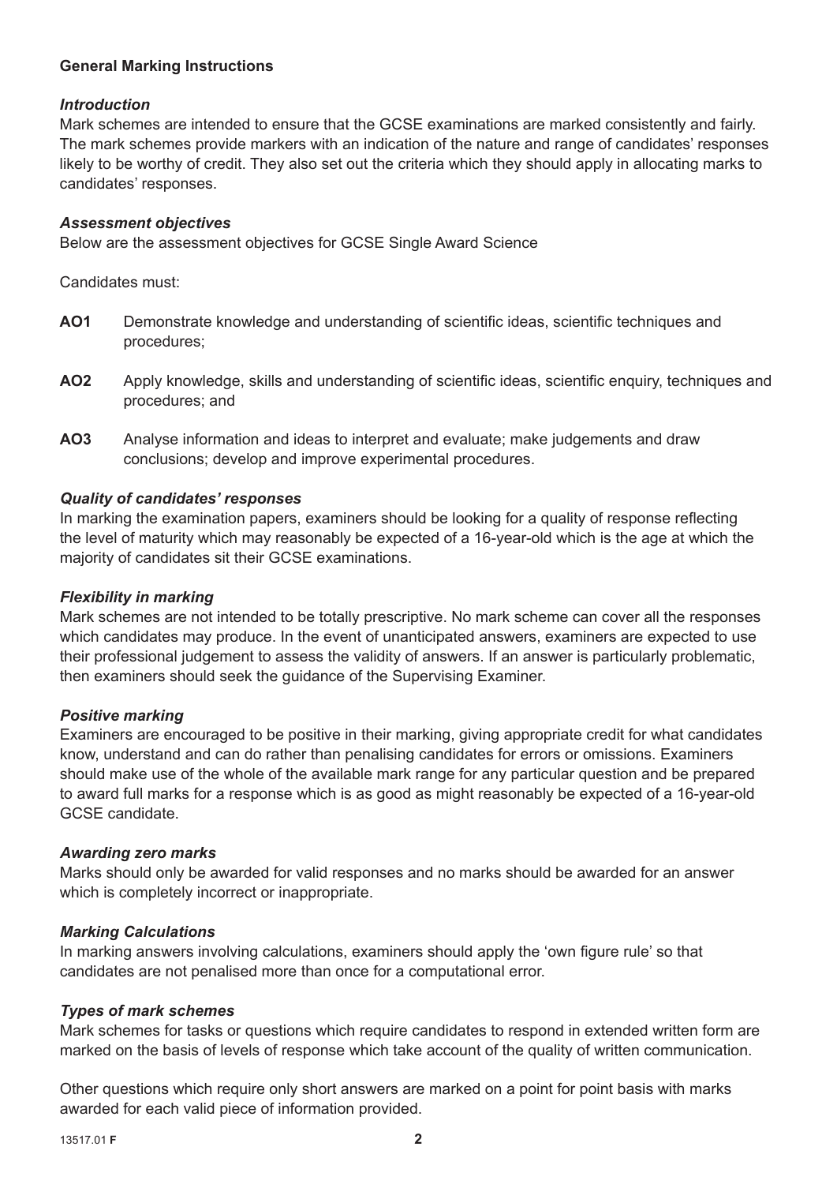## General Marking Instructions

### *Introduction*

Mark schemes are intended to ensure that the GCSE examinations are marked consistently and fairly. The mark schemes provide markers with an indication of the nature and range of candidates' responses likely to be worthy of credit. They also set out the criteria which they should apply in allocating marks to candidates' responses.

### *Assessment objectives*

Below are the assessment objectives for GCSE Single Award Science

Candidates must:

- **AO1** Demonstrate knowledge and understanding of scientific ideas, scientific techniques and procedures;
- **AO2** Apply knowledge, skills and understanding of scientific ideas, scientific enquiry, techniques and procedures; and
- **AO3** Analyse information and ideas to interpret and evaluate; make judgements and draw conclusions; develop and improve experimental procedures.

### *Quality of candidates' responses*

In marking the examination papers, examiners should be looking for a quality of response reflecting the level of maturity which may reasonably be expected of a 16-year-old which is the age at which the majority of candidates sit their GCSE examinations.

### *Flexibility in marking*

Mark schemes are not intended to be totally prescriptive. No mark scheme can cover all the responses which candidates may produce. In the event of unanticipated answers, examiners are expected to use their professional judgement to assess the validity of answers. If an answer is particularly problematic, then examiners should seek the guidance of the Supervising Examiner.

### *Positive marking*

Examiners are encouraged to be positive in their marking, giving appropriate credit for what candidates know, understand and can do rather than penalising candidates for errors or omissions. Examiners should make use of the whole of the available mark range for any particular question and be prepared to award full marks for a response which is as good as might reasonably be expected of a 16-year-old GCSE candidate.

### *Awarding zero marks*

Marks should only be awarded for valid responses and no marks should be awarded for an answer which is completely incorrect or inappropriate.

### *Marking Calculations*

In marking answers involving calculations, examiners should apply the 'own figure rule' so that candidates are not penalised more than once for a computational error.

### *Types of mark schemes*

Mark schemes for tasks or questions which require candidates to respond in extended written form are marked on the basis of levels of response which take account of the quality of written communication.

Other questions which require only short answers are marked on a point for point basis with marks awarded for each valid piece of information provided.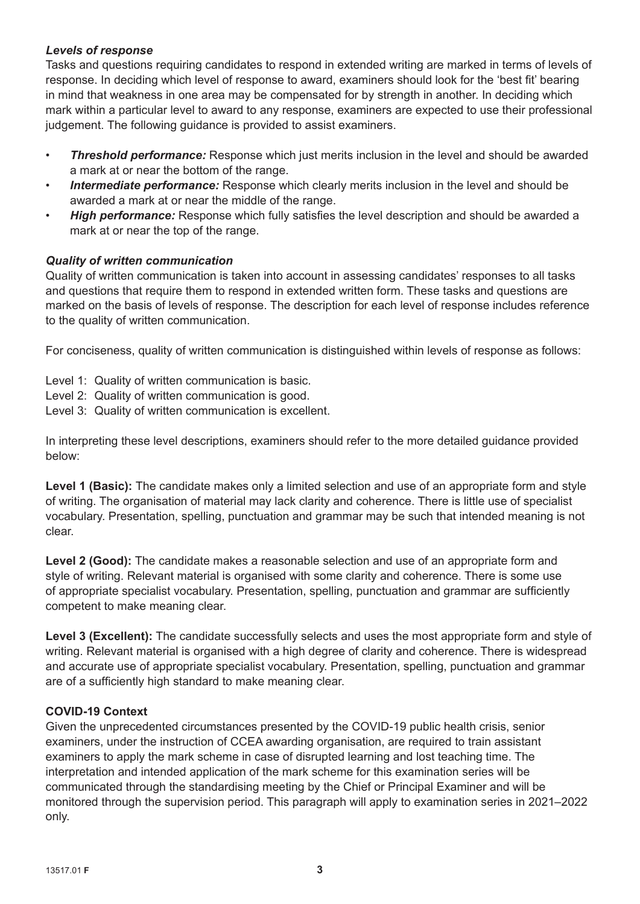### *Levels of response*

Tasks and questions requiring candidates to respond in extended writing are marked in terms of levels of response. In deciding which level of response to award, examiners should look for the 'best fit' bearing in mind that weakness in one area may be compensated for by strength in another. In deciding which mark within a particular level to award to any response, examiners are expected to use their professional judgement. The following guidance is provided to assist examiners.

- ***Threshold performance:*** Response which just merits inclusion in the level and should be awarded a mark at or near the bottom of the range.
- ***Intermediate performance:*** Response which clearly merits inclusion in the level and should be awarded a mark at or near the middle of the range.
- ***High performance:*** Response which fully satisfies the level description and should be awarded a mark at or near the top of the range.

### *Quality of written communication*

Quality of written communication is taken into account in assessing candidates' responses to all tasks and questions that require them to respond in extended written form. These tasks and questions are marked on the basis of levels of response. The description for each level of response includes reference to the quality of written communication.

For conciseness, quality of written communication is distinguished within levels of response as follows:

Level 1: Quality of written communication is basic.
Level 2: Quality of written communication is good.
Level 3: Quality of written communication is excellent.

In interpreting these level descriptions, examiners should refer to the more detailed guidance provided below:

**Level 1 (Basic):** The candidate makes only a limited selection and use of an appropriate form and style of writing. The organisation of material may lack clarity and coherence. There is little use of specialist vocabulary. Presentation, spelling, punctuation and grammar may be such that intended meaning is not clear.

**Level 2 (Good):** The candidate makes a reasonable selection and use of an appropriate form and style of writing. Relevant material is organised with some clarity and coherence. There is some use of appropriate specialist vocabulary. Presentation, spelling, punctuation and grammar are sufficiently competent to make meaning clear.

**Level 3 (Excellent):** The candidate successfully selects and uses the most appropriate form and style of writing. Relevant material is organised with a high degree of clarity and coherence. There is widespread and accurate use of appropriate specialist vocabulary. Presentation, spelling, punctuation and grammar are of a sufficiently high standard to make meaning clear.

### COVID-19 Context

Given the unprecedented circumstances presented by the COVID-19 public health crisis, senior examiners, under the instruction of CCEA awarding organisation, are required to train assistant examiners to apply the mark scheme in case of disrupted learning and lost teaching time. The interpretation and intended application of the mark scheme for this examination series will be communicated through the standardising meeting by the Chief or Principal Examiner and will be monitored through the supervision period. This paragraph will apply to examination series in 2021–2022 only.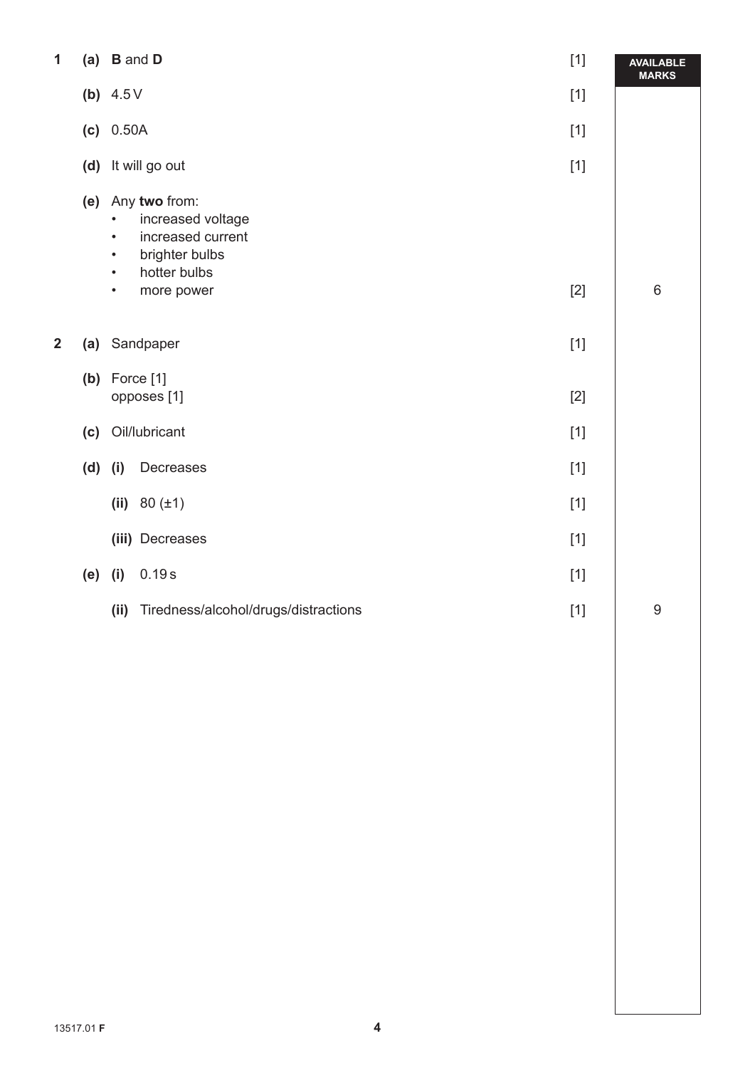| | | | Marks | AVAILABLE MARKS |
|---|---|---|---|---|
| **1** | **(a)** | **B** and **D** | [1] | |
| | **(b)** | 4.5 V | [1] | |
| | **(c)** | 0.50A | [1] | |
| | **(d)** | It will go out | [1] | |
| | **(e)** | Any **two** from:<br>• increased voltage<br>• increased current<br>• brighter bulbs<br>• hotter bulbs<br>• more power | [2] | 6 |
| **2** | **(a)** | Sandpaper | [1] | |
| | **(b)** | Force [1]<br>opposes [1] | [2] | |
| | **(c)** | Oil/lubricant | [1] | |
| | **(d)** | **(i)** Decreases | [1] | |
| | | **(ii)** 80 (±1) | [1] | |
| | | **(iii)** Decreases | [1] | |
| | **(e)** | **(i)** 0.19 s | [1] | |
| | | **(ii)** Tiredness/alcohol/drugs/distractions | [1] | 9 |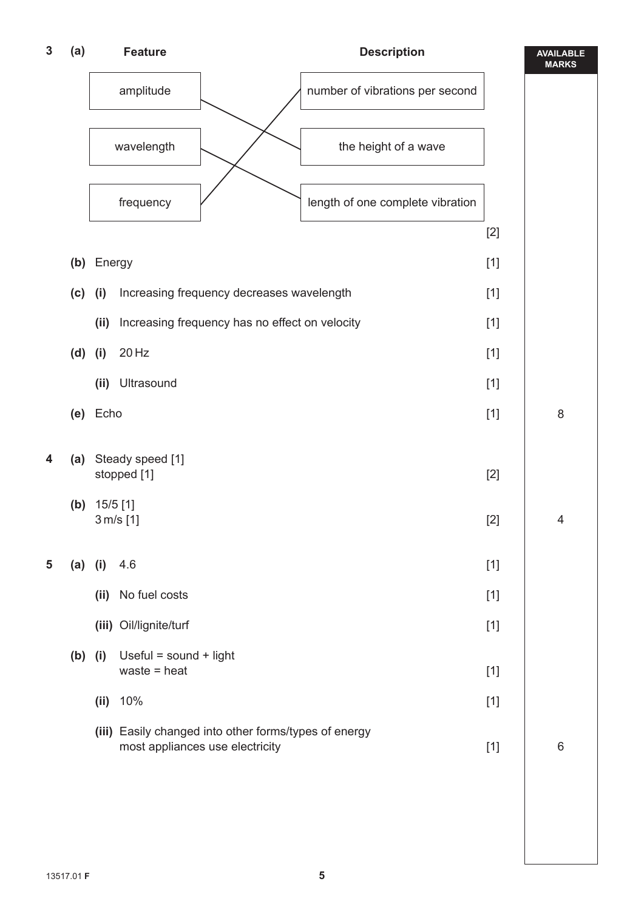| | | | AVAILABLE MARKS |
|---|---|---|---|
| **3** | **(a)** | **Feature** → **Description**<br>amplitude — the height of a wave<br>wavelength — length of one complete vibration<br>frequency — number of vibrations per second [2] | |
| | **(b)** | Energy [1] | |
| | **(c)** | **(i)** Increasing frequency decreases wavelength [1] | |
| | | **(ii)** Increasing frequency has no effect on velocity [1] | |
| | **(d)** | **(i)** 20 Hz [1] | |
| | | **(ii)** Ultrasound [1] | |
| | **(e)** | Echo [1] | 8 |
| **4** | **(a)** | Steady speed [1]<br>stopped [1] [2] | |
| | **(b)** | 15/5 [1]<br>3 m/s [1] [2] | 4 |
| **5** | **(a)** | **(i)** 4.6 [1] | |
| | | **(ii)** No fuel costs [1] | |
| | | **(iii)** Oil/lignite/turf [1] | |
| | **(b)** | **(i)** Useful = sound + light<br>waste = heat [1] | |
| | | **(ii)** 10% [1] | |
| | | **(iii)** Easily changed into other forms/types of energy<br>most appliances use electricity [1] | 6 |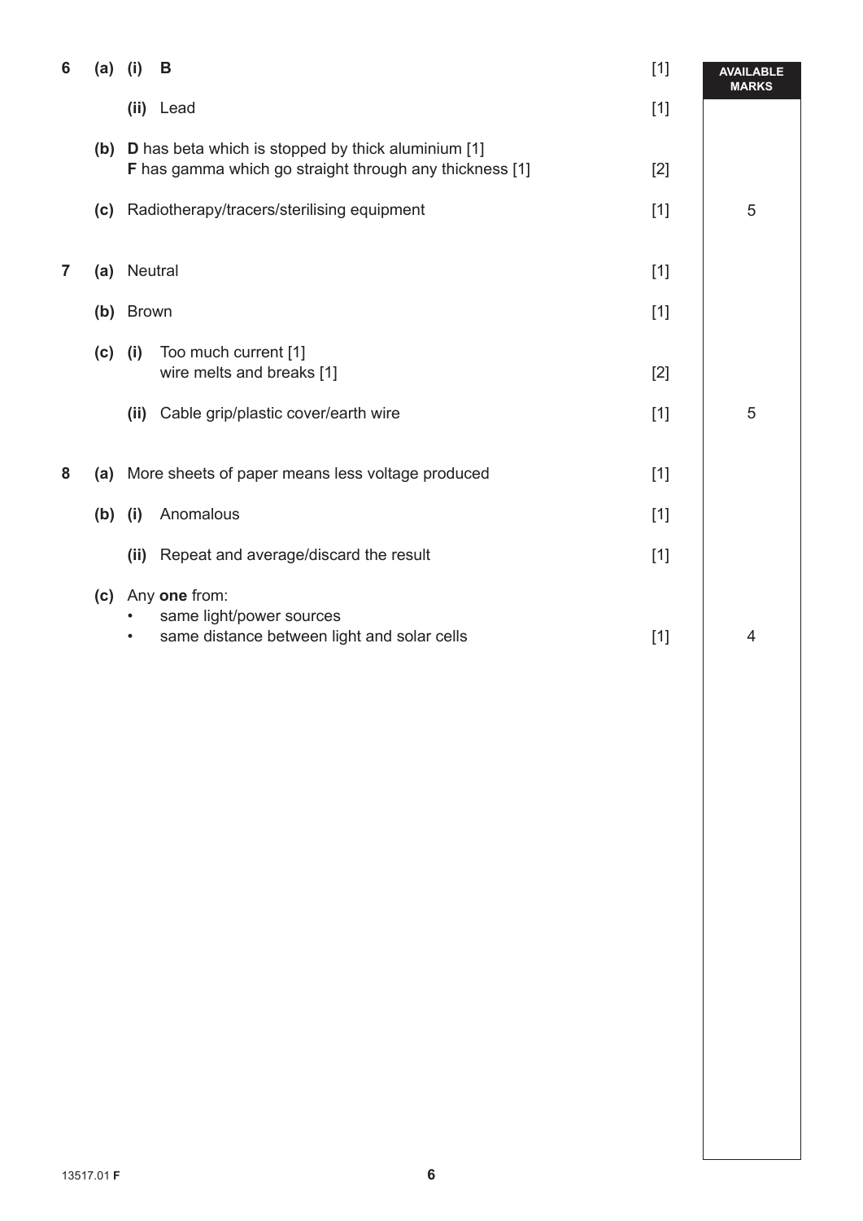| | | | | | AVAILABLE MARKS |
|---|---|---|---|---|---|
| 6 | (a) | (i) | **B** | [1] | |
| | | (ii) | Lead | [1] | |
| | (b) | | **D** has beta which is stopped by thick aluminium [1]<br>**F** has gamma which go straight through any thickness [1] | [2] | |
| | (c) | | Radiotherapy/tracers/sterilising equipment | [1] | 5 |
| 7 | (a) | | Neutral | [1] | |
| | (b) | | Brown | [1] | |
| | (c) | (i) | Too much current [1]<br>wire melts and breaks [1] | [2] | |
| | | (ii) | Cable grip/plastic cover/earth wire | [1] | 5 |
| 8 | (a) | | More sheets of paper means less voltage produced | [1] | |
| | (b) | (i) | Anomalous | [1] | |
| | | (ii) | Repeat and average/discard the result | [1] | |
| | (c) | | Any **one** from:<br>• same light/power sources<br>• same distance between light and solar cells | [1] | 4 |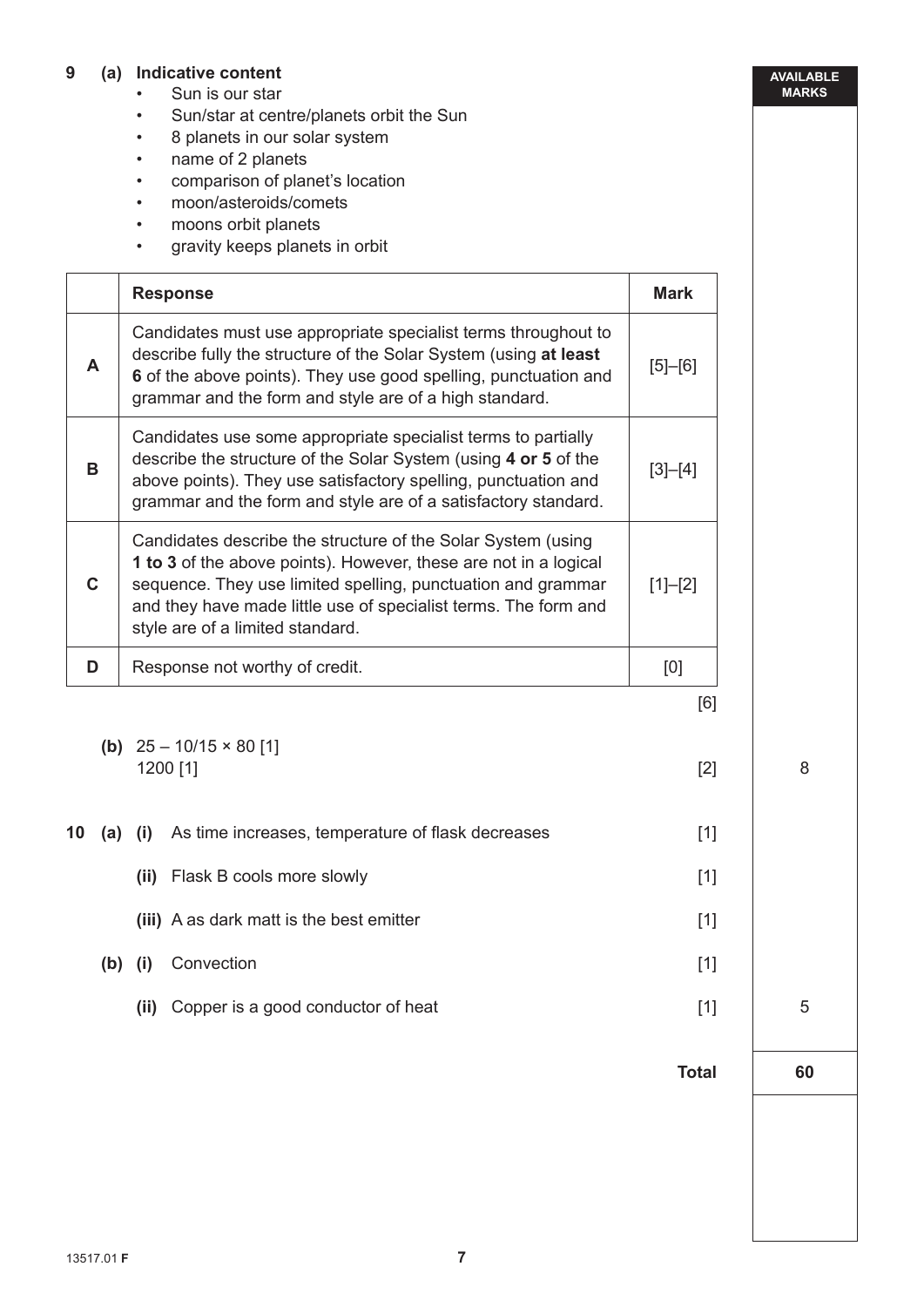**9 (a) Indicative content**

- Sun is our star
- Sun/star at centre/planets orbit the Sun
- 8 planets in our solar system
- name of 2 planets
- comparison of planet's location
- moon/asteroids/comets
- moons orbit planets
- gravity keeps planets in orbit

| | Response | Mark |
|---|---|---|
| A | Candidates must use appropriate specialist terms throughout to describe fully the structure of the Solar System (using **at least 6** of the above points). They use good spelling, punctuation and grammar and the form and style are of a high standard. | [5]–[6] |
| B | Candidates use some appropriate specialist terms to partially describe the structure of the Solar System (using **4 or 5** of the above points). They use satisfactory spelling, punctuation and grammar and the form and style are of a satisfactory standard. | [3]–[4] |
| C | Candidates describe the structure of the Solar System (using **1 to 3** of the above points). However, these are not in a logical sequence. They use limited spelling, punctuation and grammar and they have made little use of specialist terms. The form and style are of a limited standard. | [1]–[2] |
| D | Response not worthy of credit. | [0] |

[6]

**(b)** $25 - 10/15 \times 80$ [1]
1200 [1] [2] — AVAILABLE MARKS: 8

**10 (a) (i)** As time increases, temperature of flask decreases [1]

**(ii)** Flask B cools more slowly [1]

**(iii)** A as dark matt is the best emitter [1]

**(b) (i)** Convection [1]

**(ii)** Copper is a good conductor of heat [1] — AVAILABLE MARKS: 5

**Total** — 60